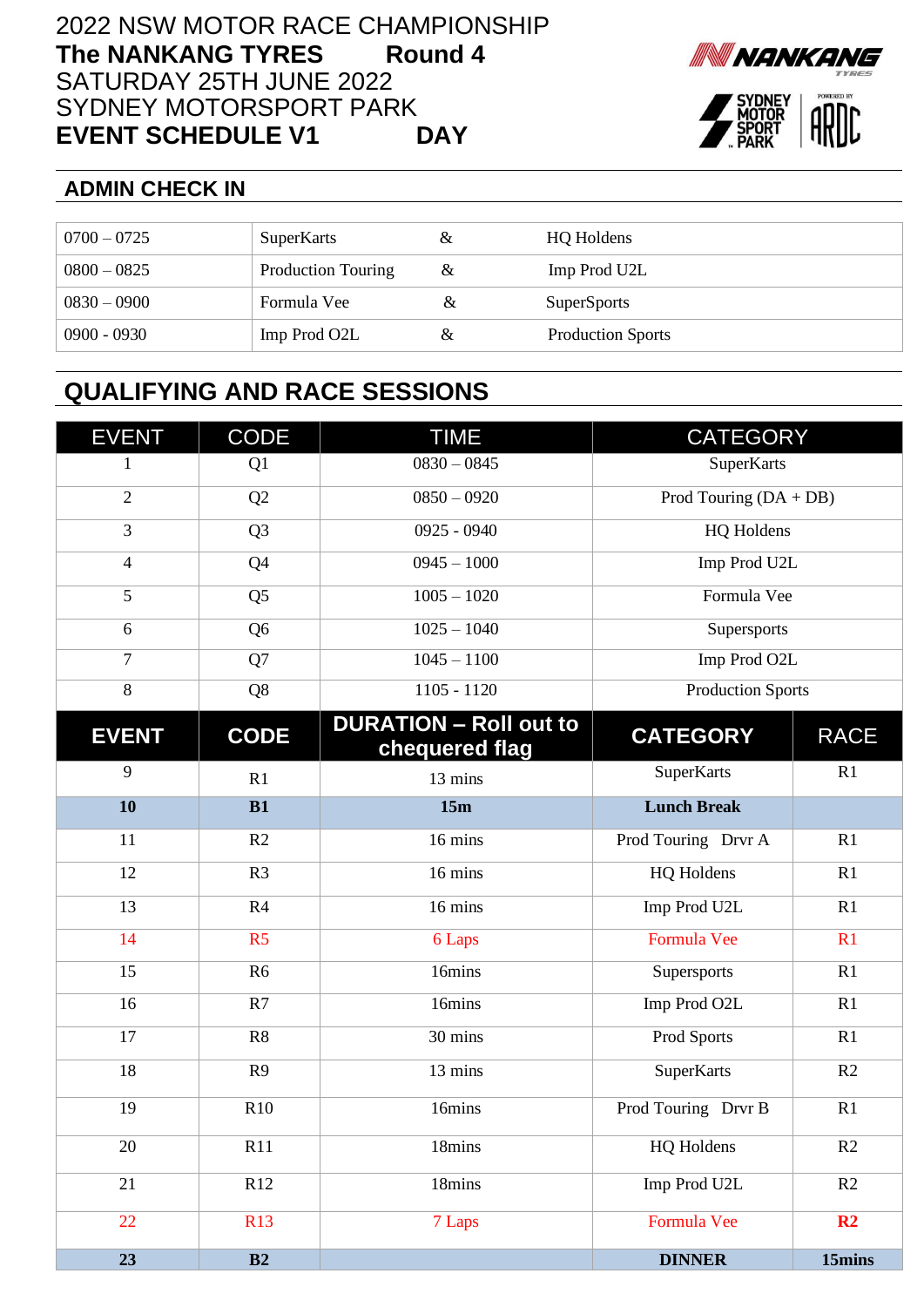# 2022 NSW MOTOR RACE CHAMPIONSHIP

**The NANKANG TYRES Round 4**

SATURDAY 25TH JUNE 2022

SYDNEY MOTORSPORT PARK

**EVENT SCHEDULE V1 DAY**

## ADMIN CHECK IN

| | | | |
|---|---|---|---|
| 0700 – 0725 | SuperKarts | & | HQ Holdens |
| 0800 – 0825 | Production Touring | & | Imp Prod U2L |
| 0830 – 0900 | Formula Vee | & | SuperSports |
| 0900 - 0930 | Imp Prod O2L | & | Production Sports |

## QUALIFYING AND RACE SESSIONS

| EVENT | CODE | TIME | CATEGORY | |
|---|---|---|---|---|
| 1 | Q1 | 0830 – 0845 | SuperKarts | |
| 2 | Q2 | 0850 – 0920 | Prod Touring (DA + DB) | |
| 3 | Q3 | 0925 - 0940 | HQ Holdens | |
| 4 | Q4 | 0945 – 1000 | Imp Prod U2L | |
| 5 | Q5 | 1005 – 1020 | Formula Vee | |
| 6 | Q6 | 1025 – 1040 | Supersports | |
| 7 | Q7 | 1045 – 1100 | Imp Prod O2L | |
| 8 | Q8 | 1105 - 1120 | Production Sports | |
| **EVENT** | **CODE** | **DURATION – Roll out to chequered flag** | **CATEGORY** | **RACE** |
| 9 | R1 | 13 mins | SuperKarts | R1 |
| **10** | **B1** | **15m** | **Lunch Break** | |
| 11 | R2 | 16 mins | Prod Touring Drvr A | R1 |
| 12 | R3 | 16 mins | HQ Holdens | R1 |
| 13 | R4 | 16 mins | Imp Prod U2L | R1 |
| 14 | R5 | 6 Laps | Formula Vee | R1 |
| 15 | R6 | 16mins | Supersports | R1 |
| 16 | R7 | 16mins | Imp Prod O2L | R1 |
| 17 | R8 | 30 mins | Prod Sports | R1 |
| 18 | R9 | 13 mins | SuperKarts | R2 |
| 19 | R10 | 16mins | Prod Touring Drvr B | R1 |
| 20 | R11 | 18mins | HQ Holdens | R2 |
| 21 | R12 | 18mins | Imp Prod U2L | R2 |
| 22 | R13 | 7 Laps | Formula Vee | **R2** |
| **23** | **B2** | | **DINNER** | **15mins** |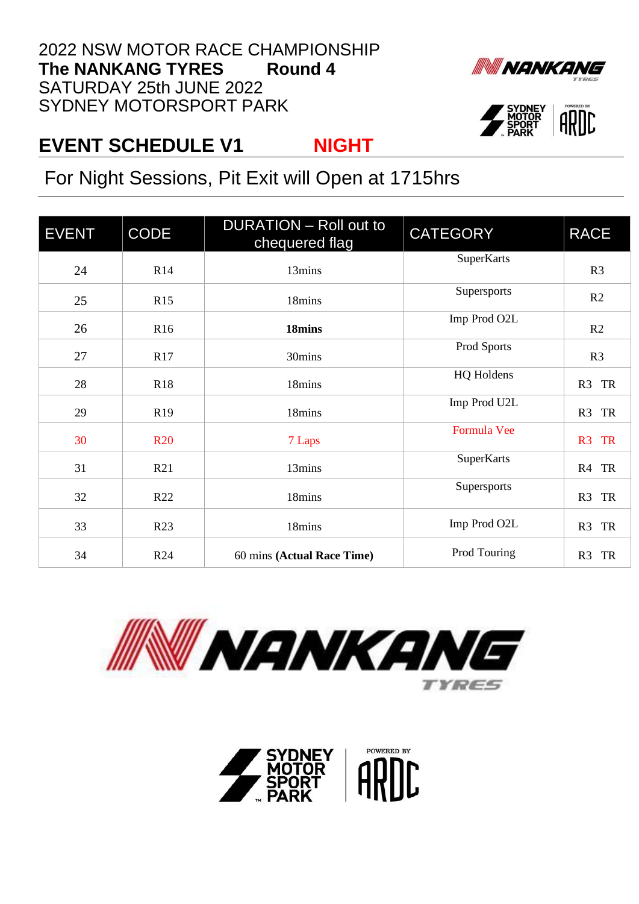2022 NSW MOTOR RACE CHAMPIONSHIP
**The NANKANG TYRES Round 4**
SATURDAY 25th JUNE 2022
SYDNEY MOTORSPORT PARK

## EVENT SCHEDULE V1 NIGHT

For Night Sessions, Pit Exit will Open at 1715hrs

| EVENT | CODE | DURATION – Roll out to chequered flag | CATEGORY | RACE |
|---|---|---|---|---|
| 24 | R14 | 13mins | SuperKarts | R3 |
| 25 | R15 | 18mins | Supersports | R2 |
| 26 | R16 | **18mins** | Imp Prod O2L | R2 |
| 27 | R17 | 30mins | Prod Sports | R3 |
| 28 | R18 | 18mins | HQ Holdens | R3 TR |
| 29 | R19 | 18mins | Imp Prod U2L | R3 TR |
| 30 | R20 | 7 Laps | Formula Vee | R3 TR |
| 31 | R21 | 13mins | SuperKarts | R4 TR |
| 32 | R22 | 18mins | Supersports | R3 TR |
| 33 | R23 | 18mins | Imp Prod O2L | R3 TR |
| 34 | R24 | 60 mins **(Actual Race Time)** | Prod Touring | R3 TR |